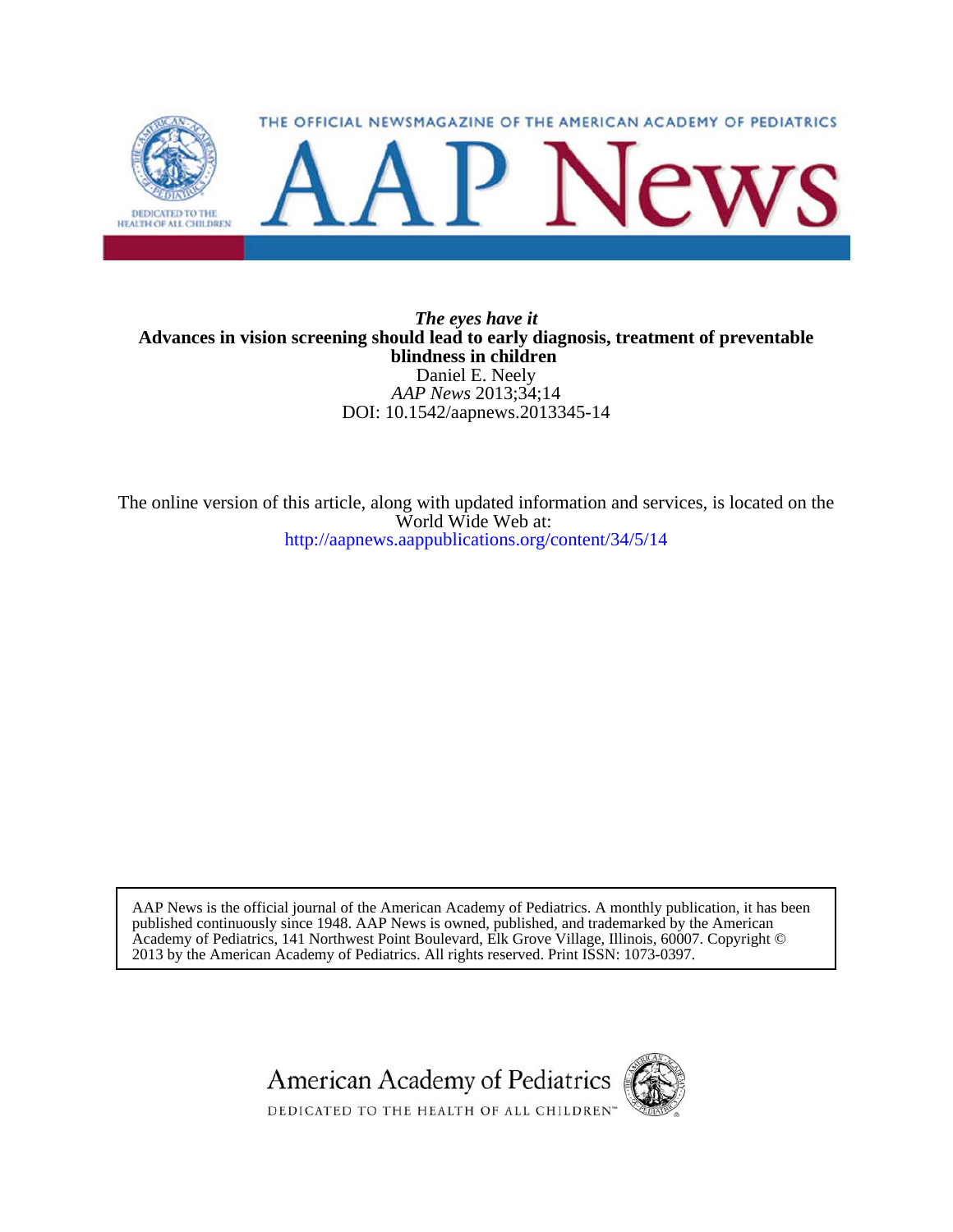THE OFFICIAL NEWSMAGAZINE OF THE AMERICAN ACADEMY OF PEDIATRICS

# AAP News

***The eyes have it***

**Advances in vision screening should lead to early diagnosis, treatment of preventable blindness in children**

Daniel E. Neely

*AAP News* 2013;34;14

DOI: 10.1542/aapnews.2013345-14

The online version of this article, along with updated information and services, is located on the World Wide Web at:

http://aapnews.aappublications.org/content/34/5/14

AAP News is the official journal of the American Academy of Pediatrics. A monthly publication, it has been published continuously since 1948. AAP News is owned, published, and trademarked by the American Academy of Pediatrics, 141 Northwest Point Boulevard, Elk Grove Village, Illinois, 60007. Copyright © 2013 by the American Academy of Pediatrics. All rights reserved. Print ISSN: 1073-0397.

American Academy of Pediatrics

DEDICATED TO THE HEALTH OF ALL CHILDREN™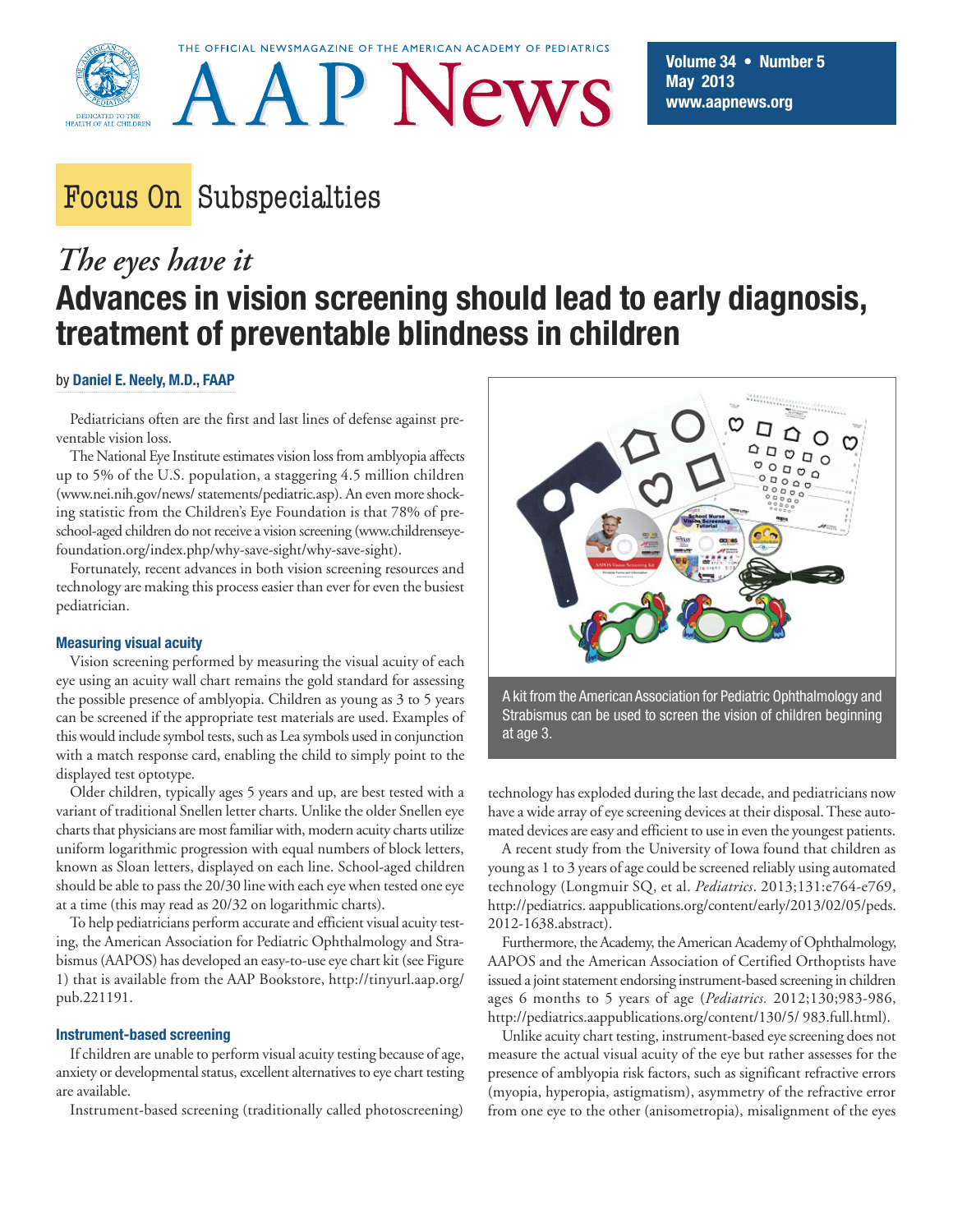THE OFFICIAL NEWSMAGAZINE OF THE AMERICAN ACADEMY OF PEDIATRICS

# AAP News

## Focus On Subspecialties

*The eyes have it*

# Advances in vision screening should lead to early diagnosis, treatment of preventable blindness in children

by **Daniel E. Neely, M.D., FAAP**

Pediatricians often are the first and last lines of defense against preventable vision loss.

The National Eye Institute estimates vision loss from amblyopia affects up to 5% of the U.S. population, a staggering 4.5 million children (www.nei.nih.gov/news/ statements/pediatric.asp). An even more shocking statistic from the Children's Eye Foundation is that 78% of preschool-aged children do not receive a vision screening (www.childrenseyefoundation.org/index.php/why-save-sight/why-save-sight).

Fortunately, recent advances in both vision screening resources and technology are making this process easier than ever for even the busiest pediatrician.

### Measuring visual acuity

Vision screening performed by measuring the visual acuity of each eye using an acuity wall chart remains the gold standard for assessing the possible presence of amblyopia. Children as young as 3 to 5 years can be screened if the appropriate test materials are used. Examples of this would include symbol tests, such as Lea symbols used in conjunction with a match response card, enabling the child to simply point to the displayed test optotype.

Older children, typically ages 5 years and up, are best tested with a variant of traditional Snellen letter charts. Unlike the older Snellen eye charts that physicians are most familiar with, modern acuity charts utilize uniform logarithmic progression with equal numbers of block letters, known as Sloan letters, displayed on each line. School-aged children should be able to pass the 20/30 line with each eye when tested one eye at a time (this may read as 20/32 on logarithmic charts).

To help pediatricians perform accurate and efficient visual acuity testing, the American Association for Pediatric Ophthalmology and Strabismus (AAPOS) has developed an easy-to-use eye chart kit (see Figure 1) that is available from the AAP Bookstore, http://tinyurl.aap.org/pub.221191.

A kit from the American Association for Pediatric Ophthalmology and Strabismus can be used to screen the vision of children beginning at age 3.

### Instrument-based screening

If children are unable to perform visual acuity testing because of age, anxiety or developmental status, excellent alternatives to eye chart testing are available.

Instrument-based screening (traditionally called photoscreening) technology has exploded during the last decade, and pediatricians now have a wide array of eye screening devices at their disposal. These automated devices are easy and efficient to use in even the youngest patients.

A recent study from the University of Iowa found that children as young as 1 to 3 years of age could be screened reliably using automated technology (Longmuir SQ, et al. *Pediatrics*. 2013;131:e764-e769, http://pediatrics. aappublications.org/content/early/2013/02/05/peds. 2012-1638.abstract).

Furthermore, the Academy, the American Academy of Ophthalmology, AAPOS and the American Association of Certified Orthoptists have issued a joint statement endorsing instrument-based screening in children ages 6 months to 5 years of age (*Pediatrics.* 2012;130;983-986, http://pediatrics.aappublications.org/content/130/5/ 983.full.html).

Unlike acuity chart testing, instrument-based eye screening does not measure the actual visual acuity of the eye but rather assesses for the presence of amblyopia risk factors, such as significant refractive errors (myopia, hyperopia, astigmatism), asymmetry of the refractive error from one eye to the other (anisometropia), misalignment of the eyes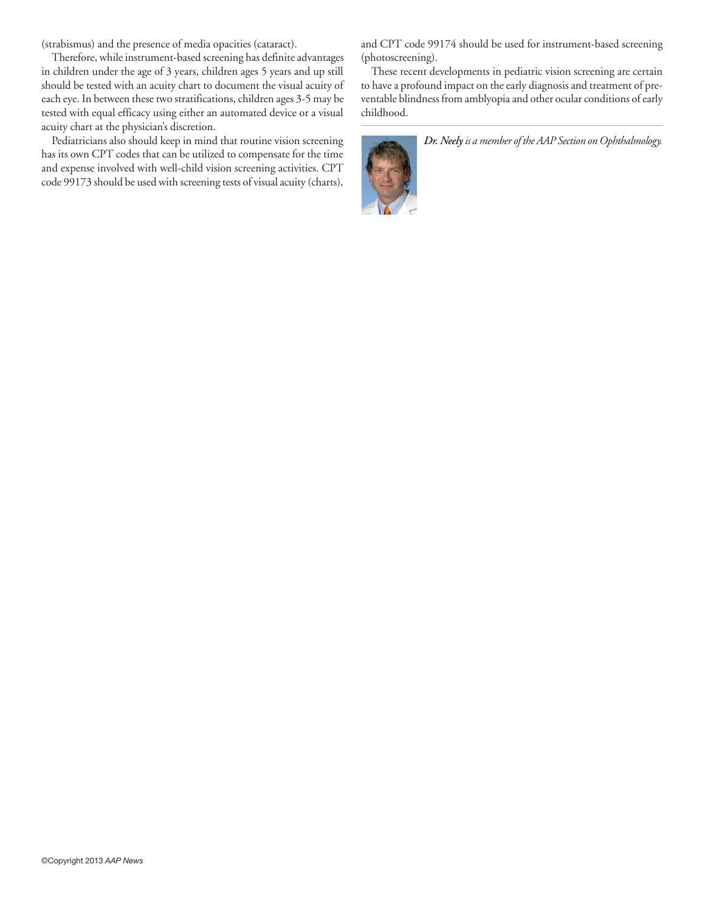(strabismus) and the presence of media opacities (cataract).

Therefore, while instrument-based screening has definite advantages in children under the age of 3 years, children ages 5 years and up still should be tested with an acuity chart to document the visual acuity of each eye. In between these two stratifications, children ages 3-5 may be tested with equal efficacy using either an automated device or a visual acuity chart at the physician's discretion.

Pediatricians also should keep in mind that routine vision screening has its own CPT codes that can be utilized to compensate for the time and expense involved with well-child vision screening activities. CPT code 99173 should be used with screening tests of visual acuity (charts), and CPT code 99174 should be used for instrument-based screening (photoscreening).

These recent developments in pediatric vision screening are certain to have a profound impact on the early diagnosis and treatment of preventable blindness from amblyopia and other ocular conditions of early childhood.

***Dr. Neely** is a member of the AAP Section on Ophthalmology.*

©Copyright 2013 *AAP News*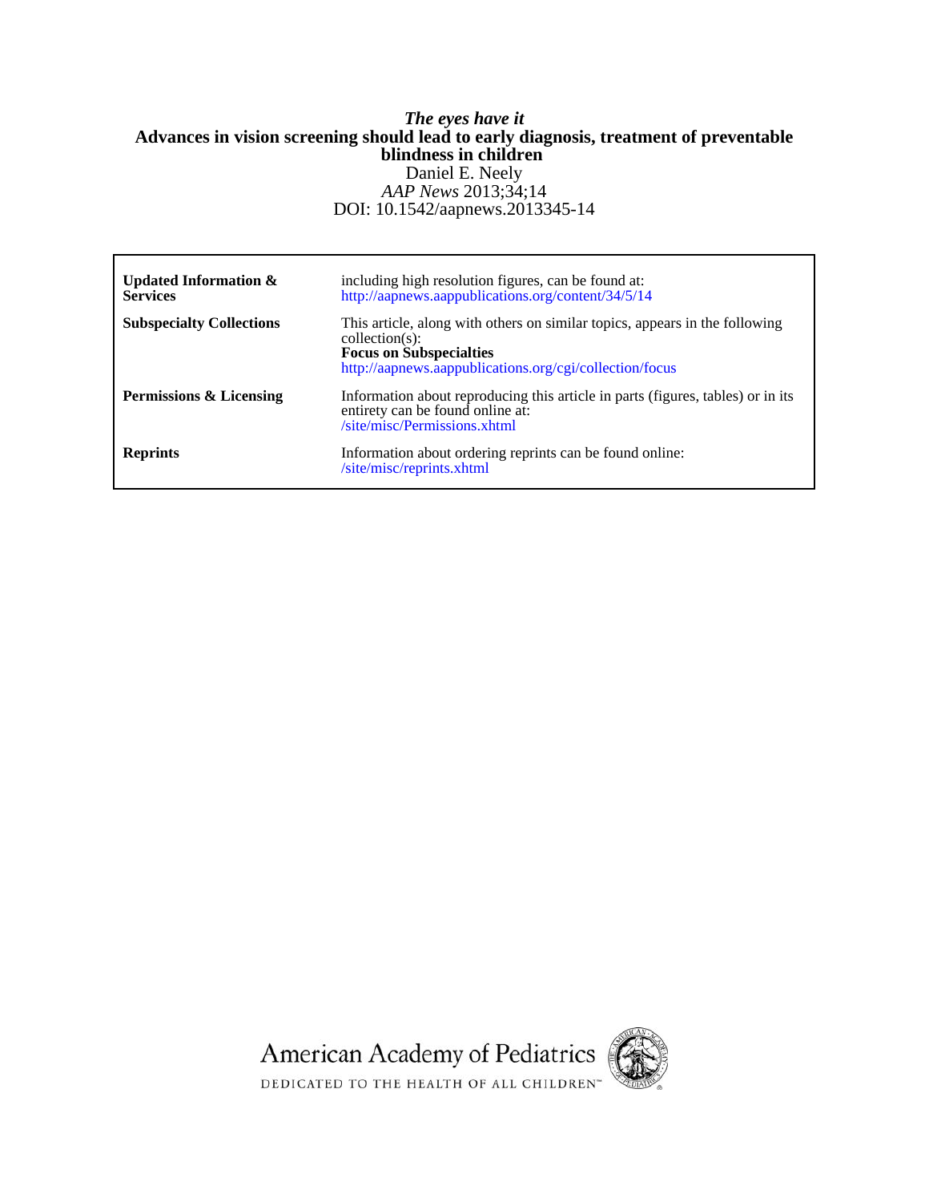*The eyes have it*

**Advances in vision screening should lead to early diagnosis, treatment of preventable blindness in children**

Daniel E. Neely

*AAP News* 2013;34;14

DOI: 10.1542/aapnews.2013345-14

| | |
|---|---|
| **Updated Information & Services** | including high resolution figures, can be found at: http://aapnews.aappublications.org/content/34/5/14 |
| **Subspecialty Collections** | This article, along with others on similar topics, appears in the following collection(s): **Focus on Subspecialties** http://aapnews.aappublications.org/cgi/collection/focus |
| **Permissions & Licensing** | Information about reproducing this article in parts (figures, tables) or in its entirety can be found online at: /site/misc/Permissions.xhtml |
| **Reprints** | Information about ordering reprints can be found online: /site/misc/reprints.xhtml |

American Academy of Pediatrics

DEDICATED TO THE HEALTH OF ALL CHILDREN™